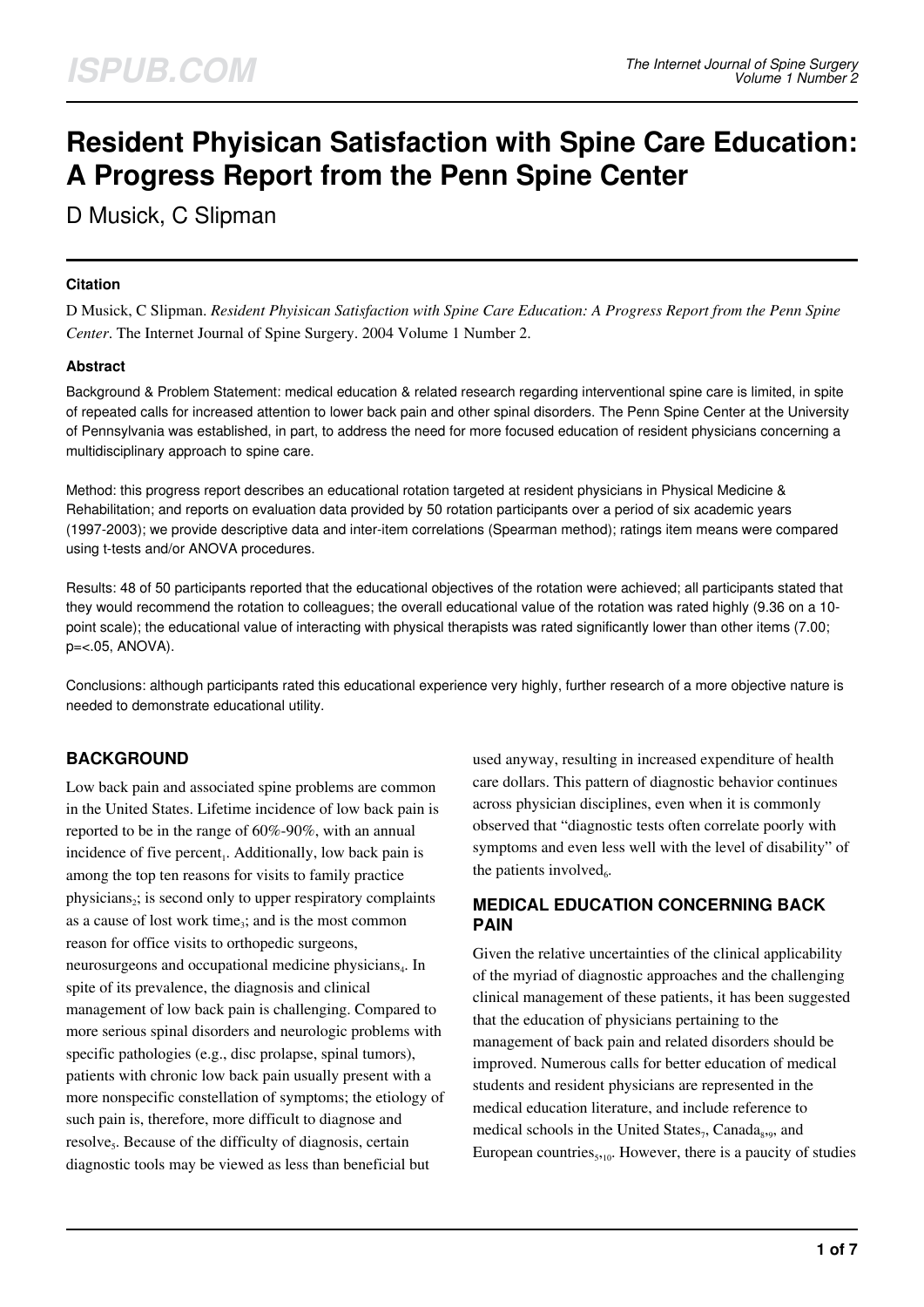# Resident Phyisican Satisfaction with Spine Care Education: A Progress Report from the Penn Spine Center

D Musick, C Slipman

### Citation

D Musick, C Slipman. *Resident Phyisican Satisfaction with Spine Care Education: A Progress Report from the Penn Spine Center*. The Internet Journal of Spine Surgery. 2004 Volume 1 Number 2.

### Abstract

Background & Problem Statement: medical education & related research regarding interventional spine care is limited, in spite of repeated calls for increased attention to lower back pain and other spinal disorders. The Penn Spine Center at the University of Pennsylvania was established, in part, to address the need for more focused education of resident physicians concerning a multidisciplinary approach to spine care.

Method: this progress report describes an educational rotation targeted at resident physicians in Physical Medicine & Rehabilitation; and reports on evaluation data provided by 50 rotation participants over a period of six academic years (1997-2003); we provide descriptive data and inter-item correlations (Spearman method); ratings item means were compared using t-tests and/or ANOVA procedures.

Results: 48 of 50 participants reported that the educational objectives of the rotation were achieved; all participants stated that they would recommend the rotation to colleagues; the overall educational value of the rotation was rated highly (9.36 on a 10-point scale); the educational value of interacting with physical therapists was rated significantly lower than other items (7.00; p=<.05, ANOVA).

Conclusions: although participants rated this educational experience very highly, further research of a more objective nature is needed to demonstrate educational utility.

## BACKGROUND

Low back pain and associated spine problems are common in the United States. Lifetime incidence of low back pain is reported to be in the range of 60%-90%, with an annual incidence of five percent[1]. Additionally, low back pain is among the top ten reasons for visits to family practice physicians[2]; is second only to upper respiratory complaints as a cause of lost work time[3]; and is the most common reason for office visits to orthopedic surgeons, neurosurgeons and occupational medicine physicians[4]. In spite of its prevalence, the diagnosis and clinical management of low back pain is challenging. Compared to more serious spinal disorders and neurologic problems with specific pathologies (e.g., disc prolapse, spinal tumors), patients with chronic low back pain usually present with a more nonspecific constellation of symptoms; the etiology of such pain is, therefore, more difficult to diagnose and resolve[5]. Because of the difficulty of diagnosis, certain diagnostic tools may be viewed as less than beneficial but used anyway, resulting in increased expenditure of health care dollars. This pattern of diagnostic behavior continues across physician disciplines, even when it is commonly observed that "diagnostic tests often correlate poorly with symptoms and even less well with the level of disability" of the patients involved[6].

## MEDICAL EDUCATION CONCERNING BACK PAIN

Given the relative uncertainties of the clinical applicability of the myriad of diagnostic approaches and the challenging clinical management of these patients, it has been suggested that the education of physicians pertaining to the management of back pain and related disorders should be improved. Numerous calls for better education of medical students and resident physicians are represented in the medical education literature, and include reference to medical schools in the United States[7], Canada[8,9], and European countries[5,10]. However, there is a paucity of studies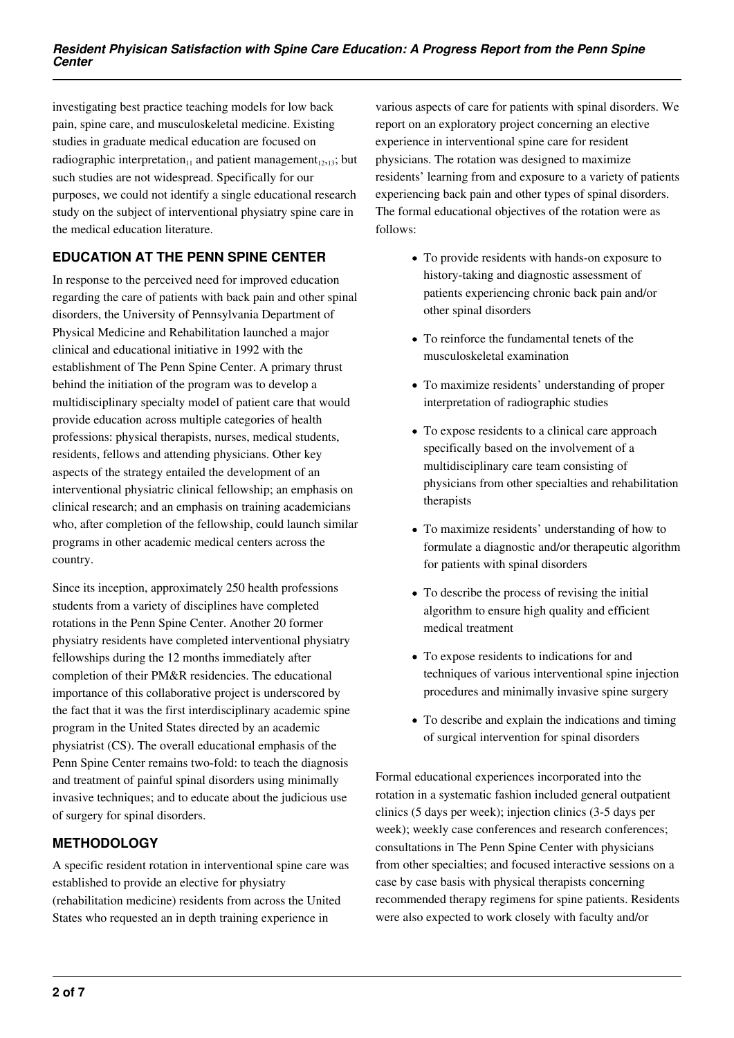investigating best practice teaching models for low back pain, spine care, and musculoskeletal medicine. Existing studies in graduate medical education are focused on radiographic interpretation[11] and patient management[12,13]; but such studies are not widespread. Specifically for our purposes, we could not identify a single educational research study on the subject of interventional physiatry spine care in the medical education literature.

## EDUCATION AT THE PENN SPINE CENTER

In response to the perceived need for improved education regarding the care of patients with back pain and other spinal disorders, the University of Pennsylvania Department of Physical Medicine and Rehabilitation launched a major clinical and educational initiative in 1992 with the establishment of The Penn Spine Center. A primary thrust behind the initiation of the program was to develop a multidisciplinary specialty model of patient care that would provide education across multiple categories of health professions: physical therapists, nurses, medical students, residents, fellows and attending physicians. Other key aspects of the strategy entailed the development of an interventional physiatric clinical fellowship; an emphasis on clinical research; and an emphasis on training academicians who, after completion of the fellowship, could launch similar programs in other academic medical centers across the country.

Since its inception, approximately 250 health professions students from a variety of disciplines have completed rotations in the Penn Spine Center. Another 20 former physiatry residents have completed interventional physiatry fellowships during the 12 months immediately after completion of their PM&R residencies. The educational importance of this collaborative project is underscored by the fact that it was the first interdisciplinary academic spine program in the United States directed by an academic physiatrist (CS). The overall educational emphasis of the Penn Spine Center remains two-fold: to teach the diagnosis and treatment of painful spinal disorders using minimally invasive techniques; and to educate about the judicious use of surgery for spinal disorders.

## METHODOLOGY

A specific resident rotation in interventional spine care was established to provide an elective for physiatry (rehabilitation medicine) residents from across the United States who requested an in depth training experience in various aspects of care for patients with spinal disorders. We report on an exploratory project concerning an elective experience in interventional spine care for resident physicians. The rotation was designed to maximize residents' learning from and exposure to a variety of patients experiencing back pain and other types of spinal disorders. The formal educational objectives of the rotation were as follows:

- To provide residents with hands-on exposure to history-taking and diagnostic assessment of patients experiencing chronic back pain and/or other spinal disorders
- To reinforce the fundamental tenets of the musculoskeletal examination
- To maximize residents' understanding of proper interpretation of radiographic studies
- To expose residents to a clinical care approach specifically based on the involvement of a multidisciplinary care team consisting of physicians from other specialties and rehabilitation therapists
- To maximize residents' understanding of how to formulate a diagnostic and/or therapeutic algorithm for patients with spinal disorders
- To describe the process of revising the initial algorithm to ensure high quality and efficient medical treatment
- To expose residents to indications for and techniques of various interventional spine injection procedures and minimally invasive spine surgery
- To describe and explain the indications and timing of surgical intervention for spinal disorders

Formal educational experiences incorporated into the rotation in a systematic fashion included general outpatient clinics (5 days per week); injection clinics (3-5 days per week); weekly case conferences and research conferences; consultations in The Penn Spine Center with physicians from other specialties; and focused interactive sessions on a case by case basis with physical therapists concerning recommended therapy regimens for spine patients. Residents were also expected to work closely with faculty and/or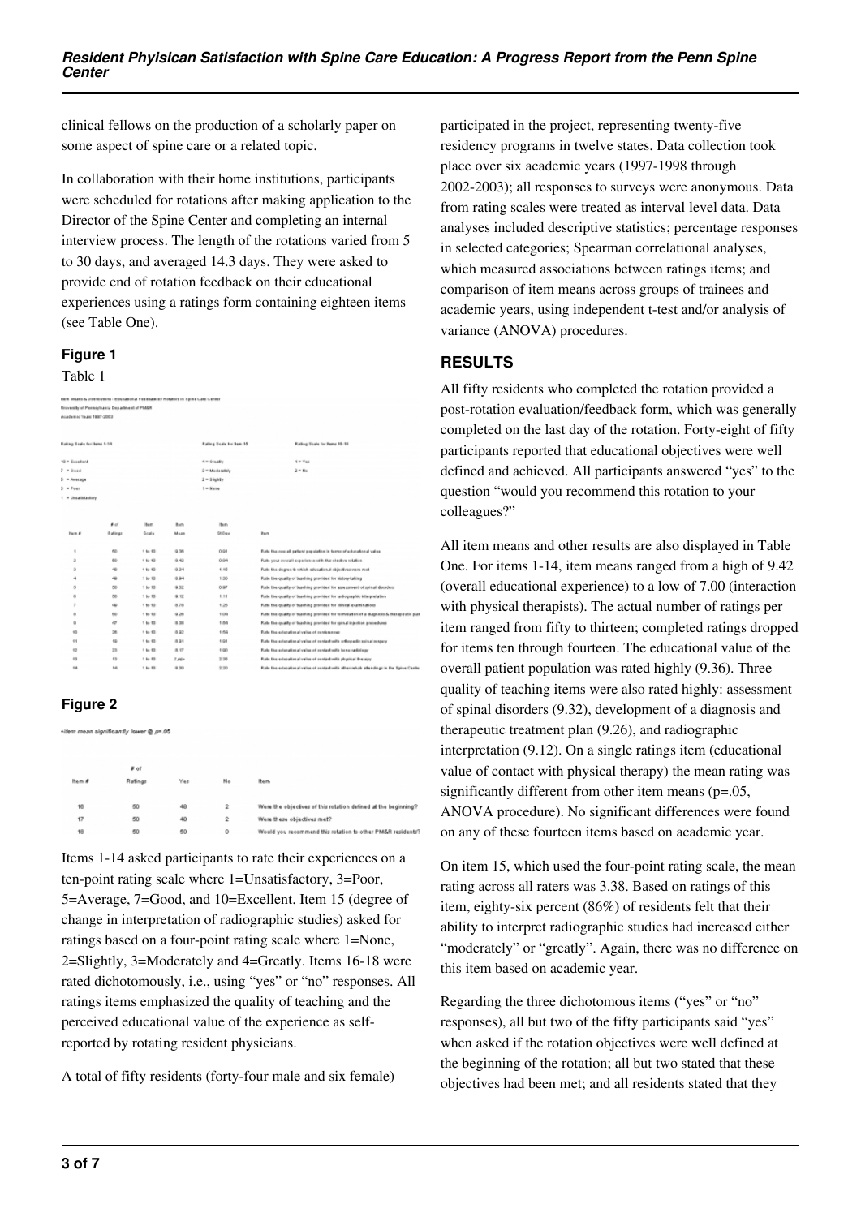clinical fellows on the production of a scholarly paper on some aspect of spine care or a related topic.

In collaboration with their home institutions, participants were scheduled for rotations after making application to the Director of the Spine Center and completing an internal interview process. The length of the rotations varied from 5 to 30 days, and averaged 14.3 days. They were asked to provide end of rotation feedback on their educational experiences using a ratings form containing eighteen items (see Table One).

### Figure 1

Table 1

Item Means & Distributions - Educational Feedback by Rotators in Spine Care Center
University of Pennsylvania Department of PM&R
Academic Years 1997-2003

Rating Scale for Items 1-14: 10 = Excellent, 7 = Good, 5 = Average, 3 = Poor, 1 = Unsatisfactory

Rating Scale for Item 15: 4 = Greatly, 3 = Moderately, 2 = Slightly, 1 = None

Rating Scale for Items 16-18: 1 = Yes, 2 = No

| Item # | # of Ratings | Item Scale | Item Mean | Item St Dev | Item |
|---|---|---|---|---|---|
| 1 | 50 | 1 to 10 | 9.36 | 0.81 | Rate the overall patient population in terms of educational value |
| 2 | 50 | 1 to 10 | 9.42 | 0.84 | Rate your overall experience with this elective rotation |
| 3 | 48 | 1 to 10 | 9.04 | 1.15 | Rate the degree to which educational objectives were met |
| 4 | 48 | 1 to 10 | 8.94 | 1.30 | Rate the quality of teaching provided for history-taking |
| 5 | 50 | 1 to 10 | 9.32 | 0.97 | Rate the quality of teaching provided for assessment of spinal disorders |
| 6 | 50 | 1 to 10 | 9.12 | 1.11 | Rate the quality of teaching provided for radiographic interpretation |
| 7 | 46 | 1 to 10 | 8.78 | 1.25 | Rate the quality of teaching provided for clinical examinations |
| 8 | 50 | 1 to 10 | 9.26 | 1.06 | Rate the quality of teaching provided for formulation of a diagnosis & therapeutic plan |
| 9 | 47 | 1 to 10 | 8.30 | 1.64 | Rate the quality of teaching provided for spinal injection procedures |
| 10 | 26 | 1 to 10 | 8.62 | 1.54 | Rate the educational value of conferences |
| 11 | 19 | 1 to 10 | 8.91 | 1.91 | Rate the educational value of contact with orthopedic spinal surgery |
| 12 | 23 | 1 to 10 | 8.17 | 1.80 | Rate the educational value of contact with bone radiology |
| 13 | 13 | 1 to 10 | 7.00* | 2.35 | Rate the educational value of contact with physical therapy |
| 14 | 14 | 1 to 10 | 8.00 | 2.20 | Rate the educational value of contact with other rehab attendings in the Spine Center |

### Figure 2

*Item mean significantly lower @ p=.05

| Item # | # of Ratings | Yes | No | Item |
|---|---|---|---|---|
| 16 | 50 | 48 | 2 | Were the objectives of this rotation defined at the beginning? |
| 17 | 50 | 48 | 2 | Were these objectives met? |
| 18 | 50 | 50 | 0 | Would you recommend this rotation to other PM&R residents? |

Items 1-14 asked participants to rate their experiences on a ten-point rating scale where 1=Unsatisfactory, 3=Poor, 5=Average, 7=Good, and 10=Excellent. Item 15 (degree of change in interpretation of radiographic studies) asked for ratings based on a four-point rating scale where 1=None, 2=Slightly, 3=Moderately and 4=Greatly. Items 16-18 were rated dichotomously, i.e., using "yes" or "no" responses. All ratings items emphasized the quality of teaching and the perceived educational value of the experience as self-reported by rotating resident physicians.

A total of fifty residents (forty-four male and six female) participated in the project, representing twenty-five residency programs in twelve states. Data collection took place over six academic years (1997-1998 through 2002-2003); all responses to surveys were anonymous. Data from rating scales were treated as interval level data. Data analyses included descriptive statistics; percentage responses in selected categories; Spearman correlational analyses, which measured associations between ratings items; and comparison of item means across groups of trainees and academic years, using independent t-test and/or analysis of variance (ANOVA) procedures.

## RESULTS

All fifty residents who completed the rotation provided a post-rotation evaluation/feedback form, which was generally completed on the last day of the rotation. Forty-eight of fifty participants reported that educational objectives were well defined and achieved. All participants answered "yes" to the question "would you recommend this rotation to your colleagues?"

All item means and other results are also displayed in Table One. For items 1-14, item means ranged from a high of 9.42 (overall educational experience) to a low of 7.00 (interaction with physical therapists). The actual number of ratings per item ranged from fifty to thirteen; completed ratings dropped for items ten through fourteen. The educational value of the overall patient population was rated highly (9.36). Three quality of teaching items were also rated highly: assessment of spinal disorders (9.32), development of a diagnosis and therapeutic treatment plan (9.26), and radiographic interpretation (9.12). On a single ratings item (educational value of contact with physical therapy) the mean rating was significantly different from other item means ($p=.05$, ANOVA procedure). No significant differences were found on any of these fourteen items based on academic year.

On item 15, which used the four-point rating scale, the mean rating across all raters was 3.38. Based on ratings of this item, eighty-six percent (86%) of residents felt that their ability to interpret radiographic studies had increased either "moderately" or "greatly". Again, there was no difference on this item based on academic year.

Regarding the three dichotomous items ("yes" or "no" responses), all but two of the fifty participants said "yes" when asked if the rotation objectives were well defined at the beginning of the rotation; all but two stated that these objectives had been met; and all residents stated that they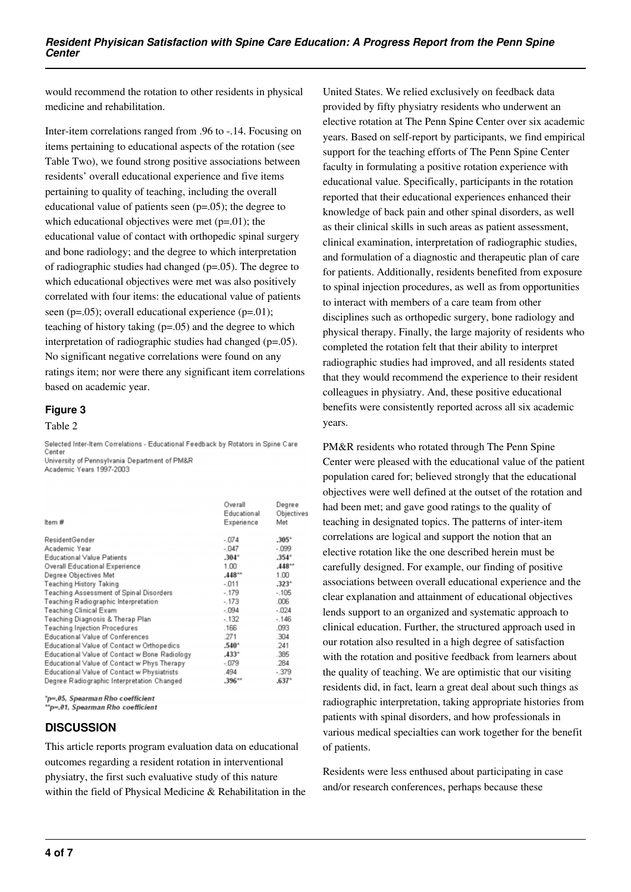would recommend the rotation to other residents in physical medicine and rehabilitation.

Inter-item correlations ranged from .96 to -.14. Focusing on items pertaining to educational aspects of the rotation (see Table Two), we found strong positive associations between residents' overall educational experience and five items pertaining to quality of teaching, including the overall educational value of patients seen (p=.05); the degree to which educational objectives were met (p=.01); the educational value of contact with orthopedic spinal surgery and bone radiology; and the degree to which interpretation of radiographic studies had changed (p=.05). The degree to which educational objectives were met was also positively correlated with four items: the educational value of patients seen (p=.05); overall educational experience (p=.01); teaching of history taking (p=.05) and the degree to which interpretation of radiographic studies had changed (p=.05). No significant negative correlations were found on any ratings item; nor were there any significant item correlations based on academic year.

## Figure 3

Table 2

Selected Inter-Item Correlations - Educational Feedback by Rotators in Spine Care Center
University of Pennsylvania Department of PM&R
Academic Years 1997-2003

| Item # | Overall Educational Experience | Degree Objectives Met |
|---|---|---|
| ResidentGender | -.074 | **.305*** |
| Academic Year | -.047 | -.099 |
| Educational Value Patients | **.304*** | **.354*** |
| Overall Educational Experience | 1.00 | **.448**** |
| Degree Objectives Met | **.448**** | 1.00 |
| Teaching History Taking | -.011 | **.323*** |
| Teaching Assessment of Spinal Disorders | -.179 | -.105 |
| Teaching Radiographic Interpretation | -.173 | .006 |
| Teaching Clinical Exam | -.094 | -.024 |
| Teaching Diagnosis & Therap Plan | -.132 | -.146 |
| Teaching Injection Procedures | .166 | .093 |
| Educational Value of Conferences | .271 | .304 |
| Educational Value of Contact w Orthopedics | **.540*** | .241 |
| Educational Value of Contact w Bone Radiology | **.433*** | .385 |
| Educational Value of Contact w Phys Therapy | -.079 | .284 |
| Educational Value of Contact w Physiatrists | .494 | -.379 |
| Degree Radiographic Interpretation Changed | **.396**** | **.637*** |

*p=.05, Spearman Rho coefficient
**p=.01, Spearman Rho coefficient

## DISCUSSION

This article reports program evaluation data on educational outcomes regarding a resident rotation in interventional physiatry, the first such evaluative study of this nature within the field of Physical Medicine & Rehabilitation in the United States. We relied exclusively on feedback data provided by fifty physiatry residents who underwent an elective rotation at The Penn Spine Center over six academic years. Based on self-report by participants, we find empirical support for the teaching efforts of The Penn Spine Center faculty in formulating a positive rotation experience with educational value. Specifically, participants in the rotation reported that their educational experiences enhanced their knowledge of back pain and other spinal disorders, as well as their clinical skills in such areas as patient assessment, clinical examination, interpretation of radiographic studies, and formulation of a diagnostic and therapeutic plan of care for patients. Additionally, residents benefited from exposure to spinal injection procedures, as well as from opportunities to interact with members of a care team from other disciplines such as orthopedic surgery, bone radiology and physical therapy. Finally, the large majority of residents who completed the rotation felt that their ability to interpret radiographic studies had improved, and all residents stated that they would recommend the experience to their resident colleagues in physiatry. And, these positive educational benefits were consistently reported across all six academic years.

PM&R residents who rotated through The Penn Spine Center were pleased with the educational value of the patient population cared for; believed strongly that the educational objectives were well defined at the outset of the rotation and had been met; and gave good ratings to the quality of teaching in designated topics. The patterns of inter-item correlations are logical and support the notion that an elective rotation like the one described herein must be carefully designed. For example, our finding of positive associations between overall educational experience and the clear explanation and attainment of educational objectives lends support to an organized and systematic approach to clinical education. Further, the structured approach used in our rotation also resulted in a high degree of satisfaction with the rotation and positive feedback from learners about the quality of teaching. We are optimistic that our visiting residents did, in fact, learn a great deal about such things as radiographic interpretation, taking appropriate histories from patients with spinal disorders, and how professionals in various medical specialties can work together for the benefit of patients.

Residents were less enthused about participating in case and/or research conferences, perhaps because these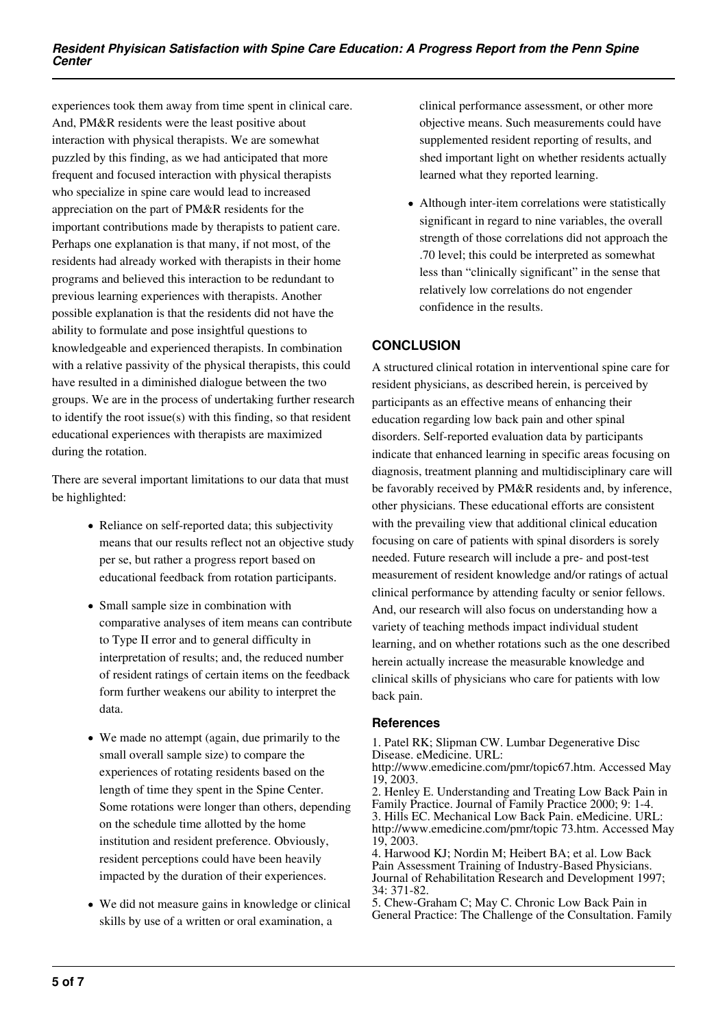experiences took them away from time spent in clinical care. And, PM&R residents were the least positive about interaction with physical therapists. We are somewhat puzzled by this finding, as we had anticipated that more frequent and focused interaction with physical therapists who specialize in spine care would lead to increased appreciation on the part of PM&R residents for the important contributions made by therapists to patient care. Perhaps one explanation is that many, if not most, of the residents had already worked with therapists in their home programs and believed this interaction to be redundant to previous learning experiences with therapists. Another possible explanation is that the residents did not have the ability to formulate and pose insightful questions to knowledgeable and experienced therapists. In combination with a relative passivity of the physical therapists, this could have resulted in a diminished dialogue between the two groups. We are in the process of undertaking further research to identify the root issue(s) with this finding, so that resident educational experiences with therapists are maximized during the rotation.

There are several important limitations to our data that must be highlighted:

- Reliance on self-reported data; this subjectivity means that our results reflect not an objective study per se, but rather a progress report based on educational feedback from rotation participants.
- Small sample size in combination with comparative analyses of item means can contribute to Type II error and to general difficulty in interpretation of results; and, the reduced number of resident ratings of certain items on the feedback form further weakens our ability to interpret the data.
- We made no attempt (again, due primarily to the small overall sample size) to compare the experiences of rotating residents based on the length of time they spent in the Spine Center. Some rotations were longer than others, depending on the schedule time allotted by the home institution and resident preference. Obviously, resident perceptions could have been heavily impacted by the duration of their experiences.
- We did not measure gains in knowledge or clinical skills by use of a written or oral examination, a clinical performance assessment, or other more objective means. Such measurements could have supplemented resident reporting of results, and shed important light on whether residents actually learned what they reported learning.
- Although inter-item correlations were statistically significant in regard to nine variables, the overall strength of those correlations did not approach the .70 level; this could be interpreted as somewhat less than "clinically significant" in the sense that relatively low correlations do not engender confidence in the results.

## CONCLUSION

A structured clinical rotation in interventional spine care for resident physicians, as described herein, is perceived by participants as an effective means of enhancing their education regarding low back pain and other spinal disorders. Self-reported evaluation data by participants indicate that enhanced learning in specific areas focusing on diagnosis, treatment planning and multidisciplinary care will be favorably received by PM&R residents and, by inference, other physicians. These educational efforts are consistent with the prevailing view that additional clinical education focusing on care of patients with spinal disorders is sorely needed. Future research will include a pre- and post-test measurement of resident knowledge and/or ratings of actual clinical performance by attending faculty or senior fellows. And, our research will also focus on understanding how a variety of teaching methods impact individual student learning, and on whether rotations such as the one described herein actually increase the measurable knowledge and clinical skills of physicians who care for patients with low back pain.

### References

1. Patel RK; Slipman CW. Lumbar Degenerative Disc Disease. eMedicine. URL: http://www.emedicine.com/pmr/topic67.htm. Accessed May 19, 2003.
2. Henley E. Understanding and Treating Low Back Pain in Family Practice. Journal of Family Practice 2000; 9: 1-4.
3. Hills EC. Mechanical Low Back Pain. eMedicine. URL: http://www.emedicine.com/pmr/topic 73.htm. Accessed May 19, 2003.
4. Harwood KJ; Nordin M; Heibert BA; et al. Low Back Pain Assessment Training of Industry-Based Physicians. Journal of Rehabilitation Research and Development 1997; 34: 371-82.
5. Chew-Graham C; May C. Chronic Low Back Pain in General Practice: The Challenge of the Consultation. Family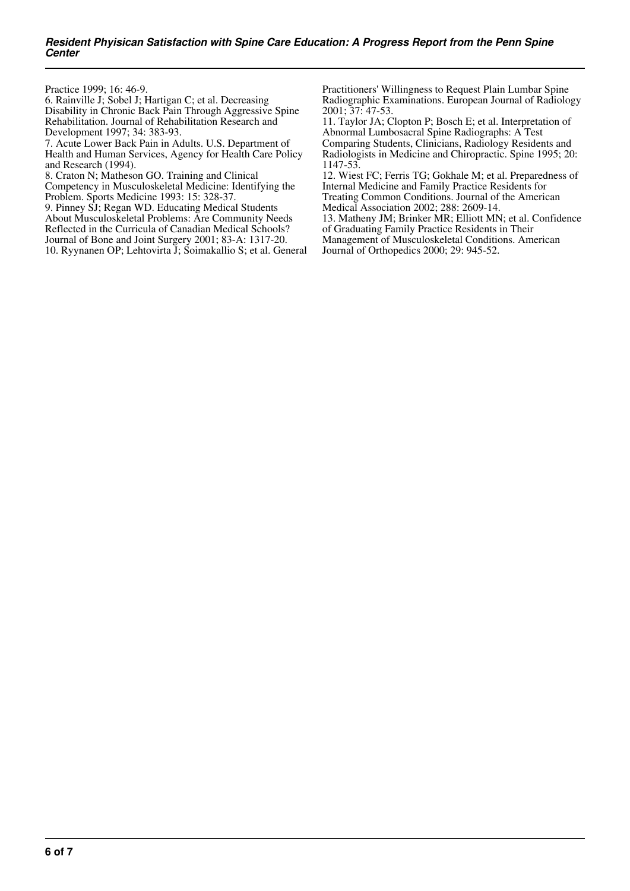Practice 1999; 16: 46-9.

6. Rainville J; Sobel J; Hartigan C; et al. Decreasing Disability in Chronic Back Pain Through Aggressive Spine Rehabilitation. Journal of Rehabilitation Research and Development 1997; 34: 383-93.

7. Acute Lower Back Pain in Adults. U.S. Department of Health and Human Services, Agency for Health Care Policy and Research (1994).

8. Craton N; Matheson GO. Training and Clinical Competency in Musculoskeletal Medicine: Identifying the Problem. Sports Medicine 1993: 15: 328-37.

9. Pinney SJ; Regan WD. Educating Medical Students About Musculoskeletal Problems: Are Community Needs Reflected in the Curricula of Canadian Medical Schools? Journal of Bone and Joint Surgery 2001; 83-A: 1317-20.

10. Ryynanen OP; Lehtovirta J; Soimakallio S; et al. General Practitioners' Willingness to Request Plain Lumbar Spine Radiographic Examinations. European Journal of Radiology 2001; 37: 47-53.

11. Taylor JA; Clopton P; Bosch E; et al. Interpretation of Abnormal Lumbosacral Spine Radiographs: A Test Comparing Students, Clinicians, Radiology Residents and Radiologists in Medicine and Chiropractic. Spine 1995; 20: 1147-53.

12. Wiest FC; Ferris TG; Gokhale M; et al. Preparedness of Internal Medicine and Family Practice Residents for Treating Common Conditions. Journal of the American Medical Association 2002; 288: 2609-14.

13. Matheny JM; Brinker MR; Elliott MN; et al. Confidence of Graduating Family Practice Residents in Their Management of Musculoskeletal Conditions. American Journal of Orthopedics 2000; 29: 945-52.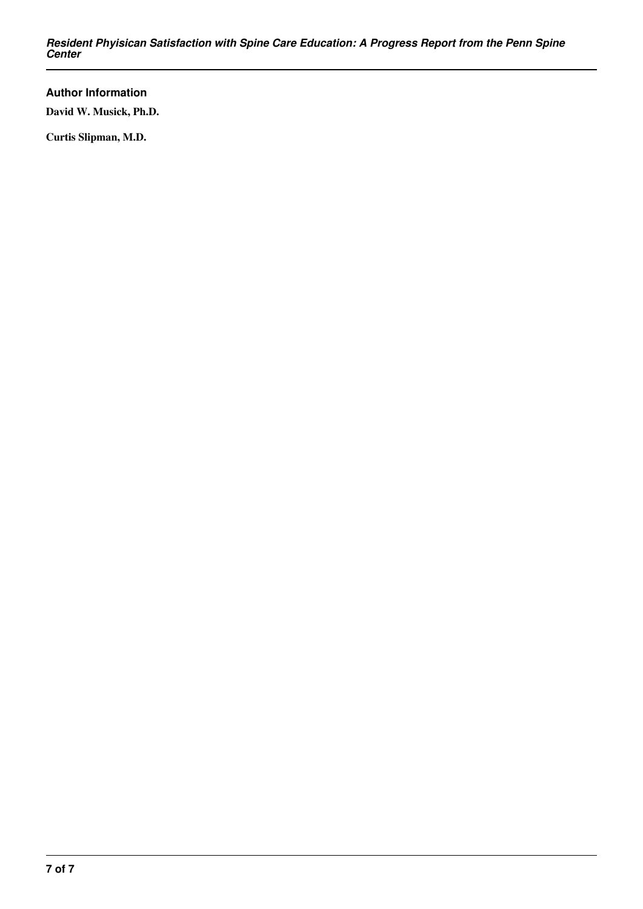### Author Information

**David W. Musick, Ph.D.**

**Curtis Slipman, M.D.**